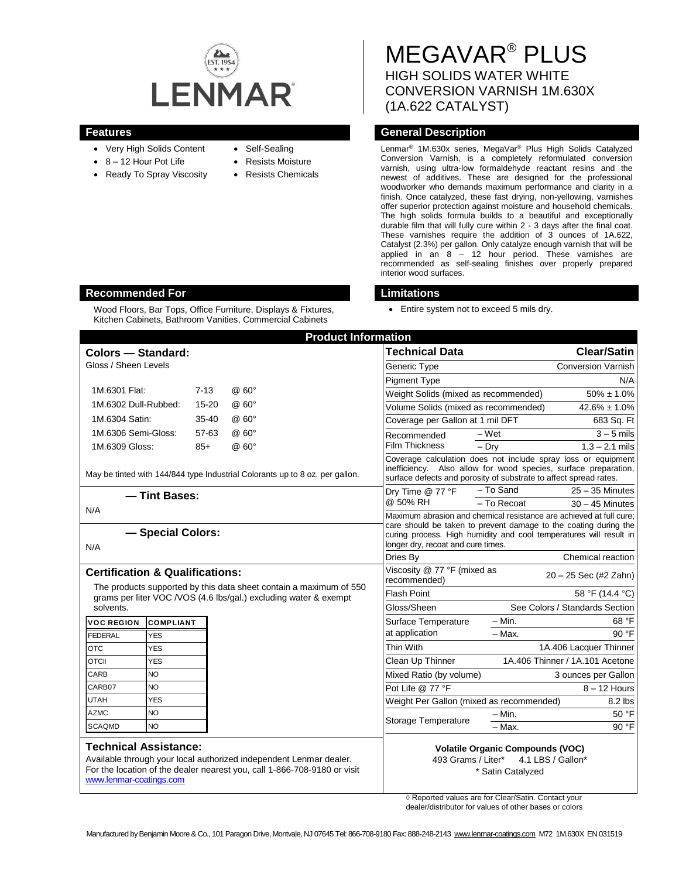LENMAR

EST. 1954

# MEGAVAR® PLUS

HIGH SOLIDS WATER WHITE CONVERSION VARNISH 1M.630X (1A.622 CATALYST)

## Features

- Very High Solids Content
- 8 – 12 Hour Pot Life
- Ready To Spray Viscosity
- Self-Sealing
- Resists Moisture
- Resists Chemicals

## General Description

Lenmar® 1M.630x series, MegaVar® Plus High Solids Catalyzed Conversion Varnish, is a completely reformulated conversion varnish, using ultra-low formaldehyde reactant resins and the newest of additives. These are designed for the professional woodworker who demands maximum performance and clarity in a finish. Once catalyzed, these fast drying, non-yellowing, varnishes offer superior protection against moisture and household chemicals. The high solids formula builds to a beautiful and exceptionally durable film that will fully cure within 2 - 3 days after the final coat. These varnishes require the addition of 3 ounces of 1A.622, Catalyst (2.3%) per gallon. Only catalyze enough varnish that will be applied in an 8 – 12 hour period. These varnishes are recommended as self-sealing finishes over properly prepared interior wood surfaces.

## Recommended For

Wood Floors, Bar Tops, Office Furniture, Displays & Fixtures, Kitchen Cabinets, Bathroom Vanities, Commercial Cabinets

## Limitations

- Entire system not to exceed 5 mils dry.

## Product Information

### Colors — Standard:

Gloss / Sheen Levels

| | | |
|---|---|---|
| 1M.6301 Flat: | 7-13 | @ 60° |
| 1M.6302 Dull-Rubbed: | 15-20 | @ 60° |
| 1M.6304 Satin: | 35-40 | @ 60° |
| 1M.6306 Semi-Gloss: | 57-63 | @ 60° |
| 1M.6309 Gloss: | 85+ | @ 60° |

May be tinted with 144/844 type Industrial Colorants up to 8 oz. per gallon.

### — Tint Bases:

N/A

### — Special Colors:

N/A

### Certification & Qualifications:

The products supported by this data sheet contain a maximum of 550 grams per liter VOC /VOS (4.6 lbs/gal.) excluding water & exempt solvents.

| VOC REGION | COMPLIANT |
|---|---|
| FEDERAL | YES |
| OTC | YES |
| OTCII | YES |
| CARB | NO |
| CARB07 | NO |
| UTAH | YES |
| AZMC | NO |
| SCAQMD | NO |

### Technical Assistance:

Available through your local authorized independent Lenmar dealer. For the location of the dealer nearest you, call 1-866-708-9180 or visit www.lenmar-coatings.com

| Technical Data | | Clear/Satin |
|---|---|---|
| Generic Type | | Conversion Varnish |
| Pigment Type | | N/A |
| Weight Solids (mixed as recommended) | | 50% ± 1.0% |
| Volume Solids (mixed as recommended) | | 42.6% ± 1.0% |
| Coverage per Gallon at 1 mil DFT | | 683 Sq. Ft |
| Recommended Film Thickness | – Wet | 3 – 5 mils |
| | – Dry | 1.3 – 2.1 mils |
| Coverage calculation does not include spray loss or equipment inefficiency. Also allow for wood species, surface preparation, surface defects and porosity of substrate to affect spread rates. | | |
| Dry Time @ 77 °F @ 50% RH | – To Sand | 25 – 35 Minutes |
| | – To Recoat | 30 – 45 Minutes |
| Maximum abrasion and chemical resistance are achieved at full cure; care should be taken to prevent damage to the coating during the curing process. High humidity and cool temperatures will result in longer dry, recoat and cure times. | | |
| Dries By | | Chemical reaction |
| Viscosity @ 77 °F (mixed as recommended) | | 20 – 25 Sec (#2 Zahn) |
| Flash Point | | 58 °F (14.4 °C) |
| Gloss/Sheen | | See Colors / Standards Section |
| Surface Temperature at application | – Min. | 68 °F |
| | – Max. | 90 °F |
| Thin With | | 1A.406 Lacquer Thinner |
| Clean Up Thinner | | 1A.406 Thinner / 1A.101 Acetone |
| Mixed Ratio (by volume) | | 3 ounces per Gallon |
| Pot Life @ 77 °F | | 8 – 12 Hours |
| Weight Per Gallon (mixed as recommended) | | 8.2 lbs |
| Storage Temperature | – Min. | 50 °F |
| | – Max. | 90 °F |

**Volatile Organic Compounds (VOC)**

493 Grams / Liter* 4.1 LBS / Gallon*

\* Satin Catalyzed

◊ Reported values are for Clear/Satin. Contact your dealer/distributor for values of other bases or colors

Manufactured by Benjamin Moore & Co., 101 Paragon Drive, Montvale, NJ 07645 Tel: 866-708-9180 Fax: 888-248-2143 www.lenmar-coatings.com M72 1M.630X EN 031519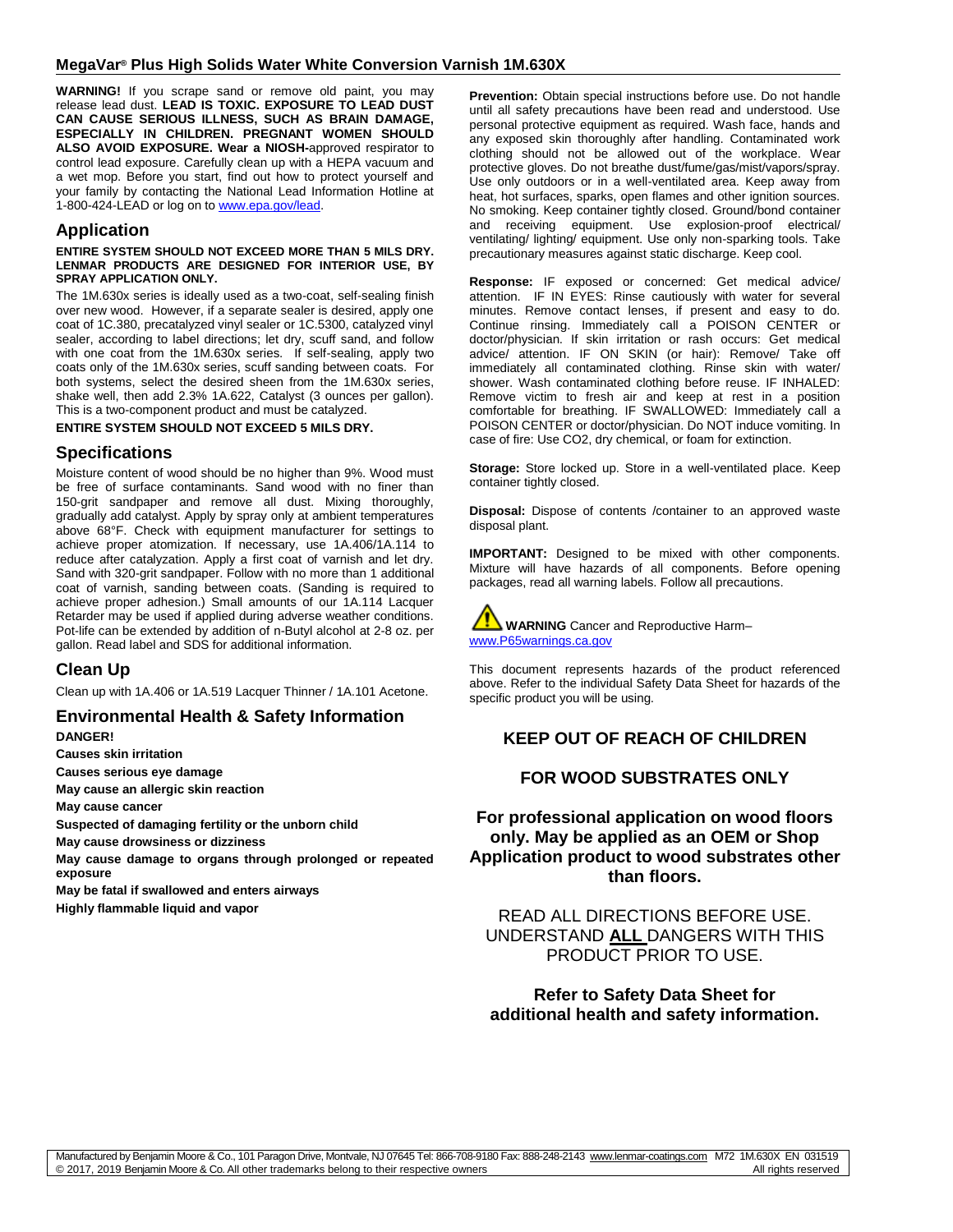## MegaVar® Plus High Solids Water White Conversion Varnish 1M.630X

**WARNING!** If you scrape sand or remove old paint, you may release lead dust. **LEAD IS TOXIC. EXPOSURE TO LEAD DUST CAN CAUSE SERIOUS ILLNESS, SUCH AS BRAIN DAMAGE, ESPECIALLY IN CHILDREN. PREGNANT WOMEN SHOULD ALSO AVOID EXPOSURE. Wear a NIOSH-**approved respirator to control lead exposure. Carefully clean up with a HEPA vacuum and a wet mop. Before you start, find out how to protect yourself and your family by contacting the National Lead Information Hotline at 1-800-424-LEAD or log on to www.epa.gov/lead.

## Application

**ENTIRE SYSTEM SHOULD NOT EXCEED MORE THAN 5 MILS DRY. LENMAR PRODUCTS ARE DESIGNED FOR INTERIOR USE, BY SPRAY APPLICATION ONLY.**

The 1M.630x series is ideally used as a two-coat, self-sealing finish over new wood. However, if a separate sealer is desired, apply one coat of 1C.380, precatalyzed vinyl sealer or 1C.5300, catalyzed vinyl sealer, according to label directions; let dry, scuff sand, and follow with one coat from the 1M.630x series. If self-sealing, apply two coats only of the 1M.630x series, scuff sanding between coats. For both systems, select the desired sheen from the 1M.630x series, shake well, then add 2.3% 1A.622, Catalyst (3 ounces per gallon). This is a two-component product and must be catalyzed.

**ENTIRE SYSTEM SHOULD NOT EXCEED 5 MILS DRY.**

## Specifications

Moisture content of wood should be no higher than 9%. Wood must be free of surface contaminants. Sand wood with no finer than 150-grit sandpaper and remove all dust. Mixing thoroughly, gradually add catalyst. Apply by spray only at ambient temperatures above 68°F. Check with equipment manufacturer for settings to achieve proper atomization. If necessary, use 1A.406/1A.114 to reduce after catalyzation. Apply a first coat of varnish and let dry. Sand with 320-grit sandpaper. Follow with no more than 1 additional coat of varnish, sanding between coats. (Sanding is required to achieve proper adhesion.) Small amounts of our 1A.114 Lacquer Retarder may be used if applied during adverse weather conditions. Pot-life can be extended by addition of n-Butyl alcohol at 2-8 oz. per gallon. Read label and SDS for additional information.

## Clean Up

Clean up with 1A.406 or 1A.519 Lacquer Thinner / 1A.101 Acetone.

## Environmental Health & Safety Information

**DANGER!**

**Causes skin irritation**

**Causes serious eye damage**

**May cause an allergic skin reaction**

**May cause cancer**

**Suspected of damaging fertility or the unborn child**

**May cause drowsiness or dizziness**

**May cause damage to organs through prolonged or repeated exposure**

**May be fatal if swallowed and enters airways**

**Highly flammable liquid and vapor**

**Prevention:** Obtain special instructions before use. Do not handle until all safety precautions have been read and understood. Use personal protective equipment as required. Wash face, hands and any exposed skin thoroughly after handling. Contaminated work clothing should not be allowed out of the workplace. Wear protective gloves. Do not breathe dust/fume/gas/mist/vapors/spray. Use only outdoors or in a well-ventilated area. Keep away from heat, hot surfaces, sparks, open flames and other ignition sources. No smoking. Keep container tightly closed. Ground/bond container and receiving equipment. Use explosion-proof electrical/ ventilating/ lighting/ equipment. Use only non-sparking tools. Take precautionary measures against static discharge. Keep cool.

**Response:** IF exposed or concerned: Get medical advice/ attention. IF IN EYES: Rinse cautiously with water for several minutes. Remove contact lenses, if present and easy to do. Continue rinsing. Immediately call a POISON CENTER or doctor/physician. If skin irritation or rash occurs: Get medical advice/ attention. IF ON SKIN (or hair): Remove/ Take off immediately all contaminated clothing. Rinse skin with water/ shower. Wash contaminated clothing before reuse. IF INHALED: Remove victim to fresh air and keep at rest in a position comfortable for breathing. IF SWALLOWED: Immediately call a POISON CENTER or doctor/physician. Do NOT induce vomiting. In case of fire: Use CO2, dry chemical, or foam for extinction.

**Storage:** Store locked up. Store in a well-ventilated place. Keep container tightly closed.

**Disposal:** Dispose of contents /container to an approved waste disposal plant.

**IMPORTANT:** Designed to be mixed with other components. Mixture will have hazards of all components. Before opening packages, read all warning labels. Follow all precautions.

**WARNING** Cancer and Reproductive Harm– www.P65warnings.ca.gov

This document represents hazards of the product referenced above. Refer to the individual Safety Data Sheet for hazards of the specific product you will be using.

**KEEP OUT OF REACH OF CHILDREN**

**FOR WOOD SUBSTRATES ONLY**

**For professional application on wood floors only. May be applied as an OEM or Shop Application product to wood substrates other than floors.**

READ ALL DIRECTIONS BEFORE USE. UNDERSTAND **ALL** DANGERS WITH THIS PRODUCT PRIOR TO USE.

**Refer to Safety Data Sheet for additional health and safety information.**

Manufactured by Benjamin Moore & Co., 101 Paragon Drive, Montvale, NJ 07645 Tel: 866-708-9180 Fax: 888-248-2143 www.lenmar-coatings.com M72 1M.630X EN 031519
© 2017, 2019 Benjamin Moore & Co. All other trademarks belong to their respective owners All rights reserved